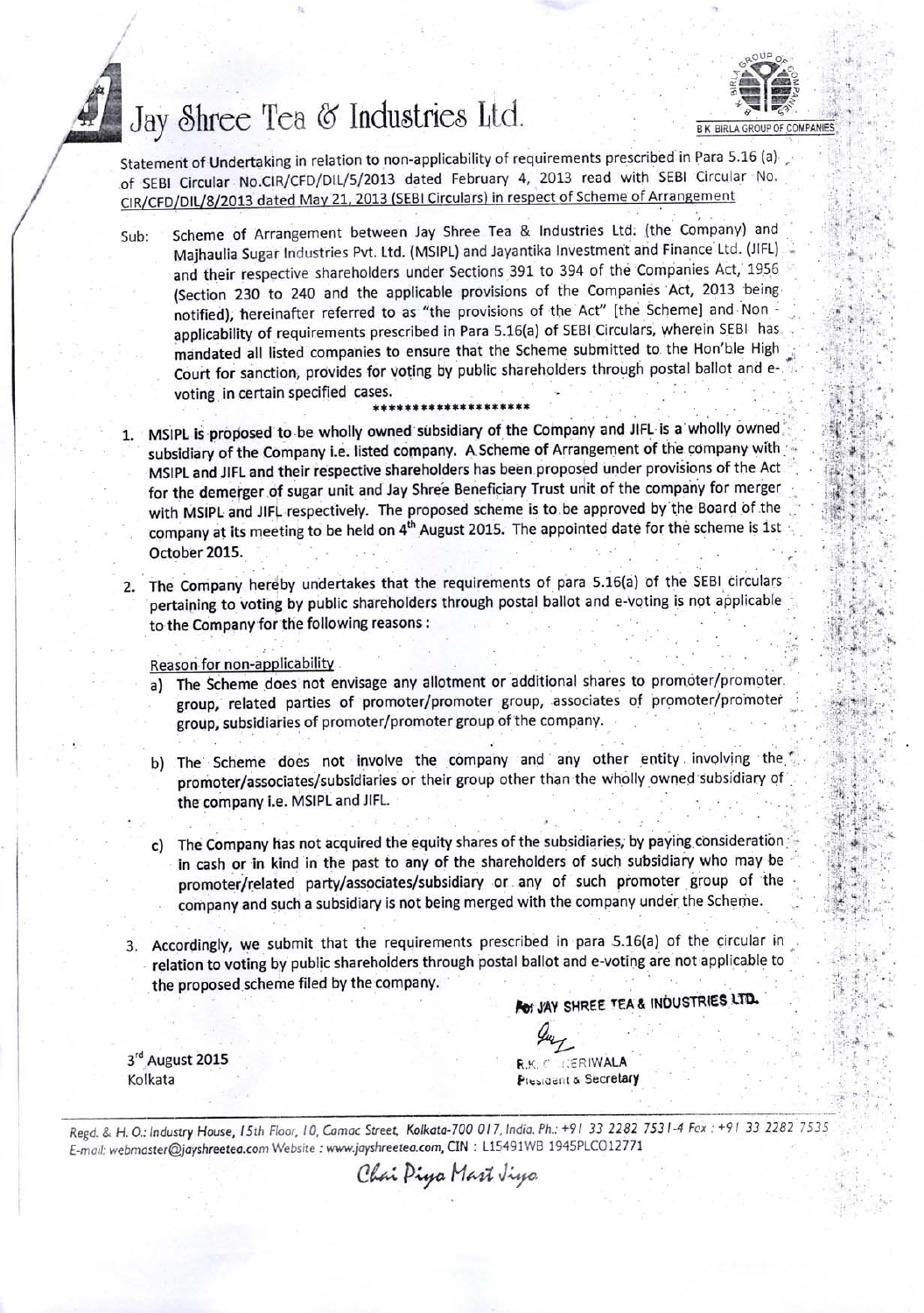# Jay Shree Tea & Industries Ltd.

B K BIRLA GROUP OF COMPANIES

Statement of Undertaking in relation to non-applicability of requirements prescribed in Para 5.16 (a) of SEBI Circular No.CIR/CFD/DIL/5/2013 dated February 4, 2013 read with SEBI Circular No. CIR/CFD/DIL/8/2013 dated May 21, 2013 (SEBI Circulars) in respect of Scheme of Arrangement

Sub: Scheme of Arrangement between Jay Shree Tea & Industries Ltd. (the Company) and Majhaulia Sugar Industries Pvt. Ltd. (MSIPL) and Jayantika Investment and Finance Ltd. (JIFL) and their respective shareholders under Sections 391 to 394 of the Companies Act, 1956 (Section 230 to 240 and the applicable provisions of the Companies Act, 2013 being notified), hereinafter referred to as "the provisions of the Act" [the Scheme] and Non - applicability of requirements prescribed in Para 5.16(a) of SEBI Circulars, wherein SEBI has mandated all listed companies to ensure that the Scheme submitted to the Hon'ble High Court for sanction, provides for voting by public shareholders through postal ballot and e-voting in certain specified cases.

********************

1. MSIPL is proposed to be wholly owned subsidiary of the Company and JIFL is a wholly owned subsidiary of the Company i.e. listed company. A Scheme of Arrangement of the company with MSIPL and JIFL and their respective shareholders has been proposed under provisions of the Act for the demerger of sugar unit and Jay Shree Beneficiary Trust unit of the company for merger with MSIPL and JIFL respectively. The proposed scheme is to be approved by the Board of the company at its meeting to be held on 4th August 2015. The appointed date for the scheme is 1st October 2015.

2. The Company hereby undertakes that the requirements of para 5.16(a) of the SEBI circulars pertaining to voting by public shareholders through postal ballot and e-voting is not applicable to the Company for the following reasons :

   Reason for non-applicability

   a) The Scheme does not envisage any allotment or additional shares to promoter/promoter group, related parties of promoter/promoter group, associates of promoter/promoter group, subsidiaries of promoter/promoter group of the company.

   b) The Scheme does not involve the company and any other entity involving the promoter/associates/subsidiaries or their group other than the wholly owned subsidiary of the company i.e. MSIPL and JIFL.

   c) The Company has not acquired the equity shares of the subsidiaries, by paying consideration in cash or in kind in the past to any of the shareholders of such subsidiary who may be promoter/related party/associates/subsidiary or any of such promoter group of the company and such a subsidiary is not being merged with the company under the Scheme.

3. Accordingly, we submit that the requirements prescribed in para 5.16(a) of the circular in relation to voting by public shareholders through postal ballot and e-voting are not applicable to the proposed scheme filed by the company.

For JAY SHREE TEA & INDUSTRIES LTD.

R.K. GANERIWALA
President & Secretary

3rd August 2015
Kolkata

Regd. & H. O.: Industry House, 15th Floor, 10, Camac Street, Kolkata-700 017, India. Ph.: +91 33 2282 7531-4 Fax : +91 33 2282 7535
E-mail: webmaster@jayshreetea.com Website : www.jayshreetea.com, CIN : L15491WB 1945PLC012771

Chai Piyo Mast Jiyo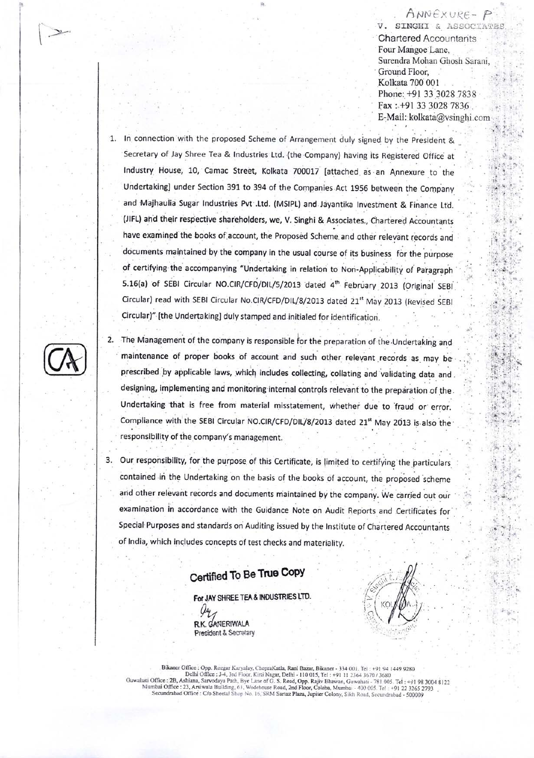ANNEXURE- P

V. SINGHI & ASSOCIATES

Chartered Accountants
Four Mangoe Lane,
Surendra Mohan Ghosh Sarani,
Ground Floor,
Kolkata 700 001
Phone: +91 33 3028 7838
Fax : +91 33 3028 7836
E-Mail: kolkata@vsinghi.com

1. In connection with the proposed Scheme of Arrangement duly signed by the President & Secretary of Jay Shree Tea & Industries Ltd. (the Company) having its Registered Office at Industry House, 10, Camac Street, Kolkata 700017 [attached as an Annexure to the Undertaking] under Section 391 to 394 of the Companies Act 1956 between the Company and Majhaulia Sugar Industries Pvt .Ltd. (MSIPL) and Jayantika Investment & Finance Ltd. (JIFL) and their respective shareholders, we, V. Singhi & Associates., Chartered Accountants have examined the books of account, the Proposed Scheme and other relevant records and documents maintained by the company in the usual course of its business for the purpose of certifying the accompanying "Undertaking in relation to Non-Applicability of Paragraph 5.16(a) of SEBI Circular NO.CIR/CFD/DIL/5/2013 dated 4th February 2013 (Original SEBI Circular) read with SEBI Circular No.CIR/CFD/DIL/8/2013 dated 21st May 2013 (Revised SEBI Circular)" [the Undertaking] duly stamped and initialed for identification.

2. The Management of the company is responsible for the preparation of the Undertaking and maintenance of proper books of account and such other relevant records as may be prescribed by applicable laws, which includes collecting, collating and validating data and designing, implementing and monitoring internal controls relevant to the preparation of the Undertaking that is free from material misstatement, whether due to fraud or error. Compliance with the SEBI Circular NO.CIR/CFD/DIL/8/2013 dated 21st May 2013 is also the responsibility of the company's management.

3. Our responsibility, for the purpose of this Certificate, is limited to certifying the particulars contained in the Undertaking on the basis of the books of account, the proposed scheme and other relevant records and documents maintained by the company. We carried out our examination in accordance with the Guidance Note on Audit Reports and Certificates for Special Purposes and standards on Auditing issued by the Institute of Chartered Accountants of India, which includes concepts of test checks and materiality.

**Certified To Be True Copy**

For JAY SHREE TEA & INDUSTRIES LTD.

R.K. GANERIWALA
President & Secretary

Bikaner Office : Opp. Rozgar Karyalay, ChopraKatla, Rani Bazar, Bikaner - 334 001. Tel : +91 94 1449 9280
Delhi Office : J-4, 3rd Floor, Kirti Nagar, Delhi - 110 015, Tel : +91 11 2364 3670 / 3680
Guwahati Office : 2B, Ashiana, Sarvodaya Path, Bye Lane of G. S. Road, Opp. Rajiv Bhawan, Guwahati - 781 005. Tel : +91 98 3004 8122
Mumbai Office : 23, Arsiwala Building, 61, Wodehouse Road, 2nd Floor, Colaba, Mumbai - 400 005. Tel : +91 22 3265 2793
Secundrabad Office : C/o Sheetal Shop No. 16, SRM Sartaz Plaza, Jupiter Colony, Sikh Road, Secundrabad - 500009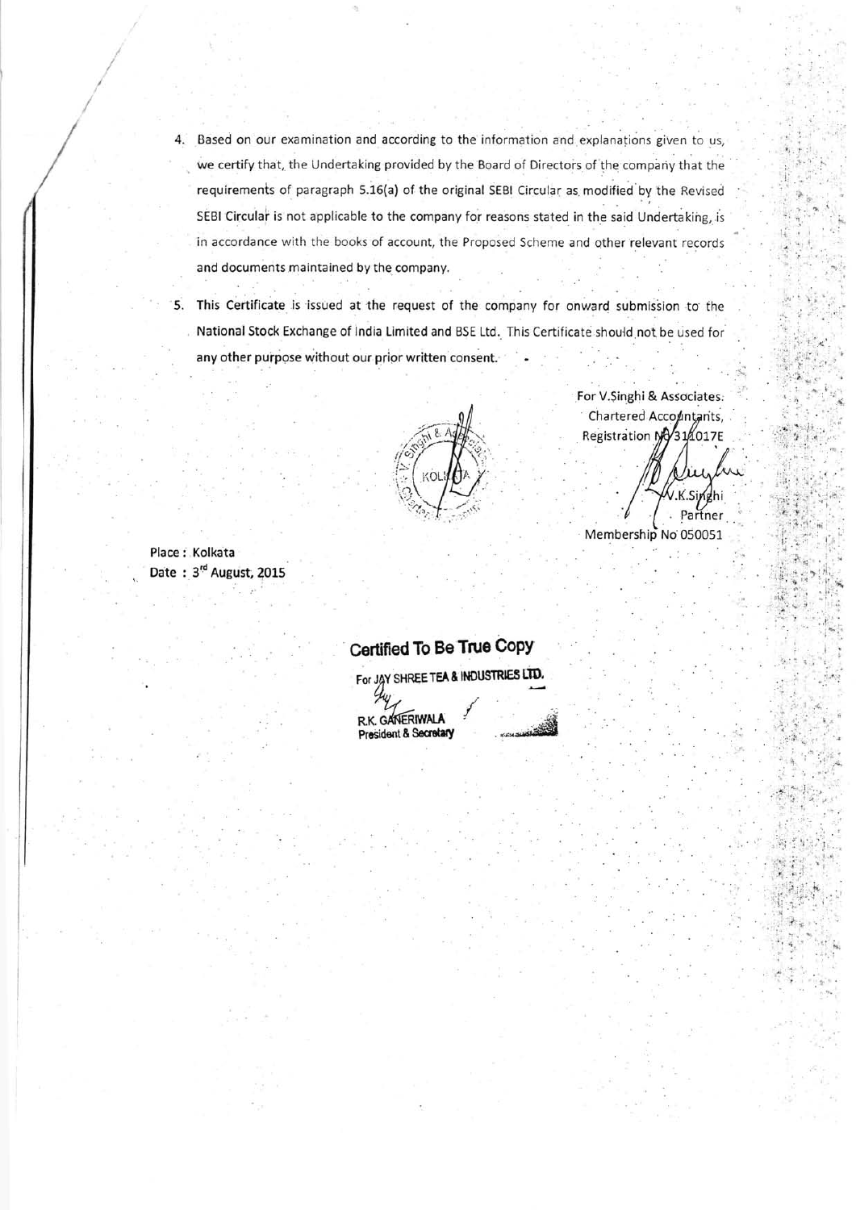4. Based on our examination and according to the information and explanations given to us, we certify that, the Undertaking provided by the Board of Directors of the company that the requirements of paragraph 5.16(a) of the original SEBI Circular as modified by the Revised SEBI Circular is not applicable to the company for reasons stated in the said Undertaking, is in accordance with the books of account, the Proposed Scheme and other relevant records and documents maintained by the company.

5. This Certificate is issued at the request of the company for onward submission to the National Stock Exchange of India Limited and BSE Ltd. This Certificate should not be used for any other purpose without our prior written consent.

For V.Singhi & Associates.
Chartered Accountants,
Registration No 311017E

V.K.Singhi
Partner
Membership No 050051

Place : Kolkata
Date : 3rd August, 2015

**Certified To Be True Copy**

For JAY SHREE TEA & INDUSTRIES LTD.

R.K. GANERIWALA
President & Secretary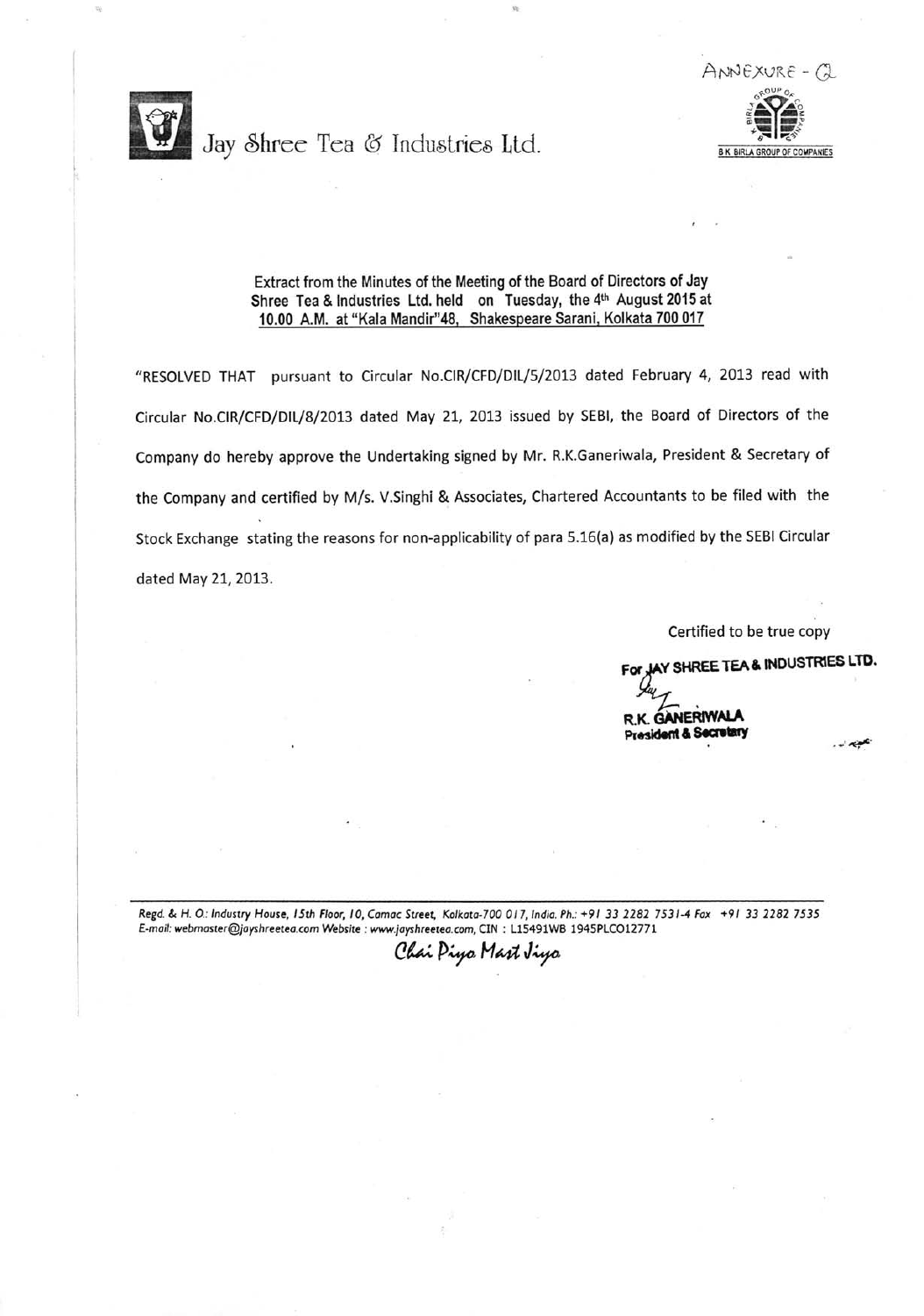ANNEXURE - Q

Jay Shree Tea & Industries Ltd.

B K BIRLA GROUP OF COMPANIES

Extract from the Minutes of the Meeting of the Board of Directors of Jay Shree Tea & Industries Ltd. held on Tuesday, the 4th August 2015 at 10.00 A.M. at "Kala Mandir"48, Shakespeare Sarani, Kolkata 700 017

"RESOLVED THAT pursuant to Circular No.CIR/CFD/DIL/5/2013 dated February 4, 2013 read with Circular No.CIR/CFD/DIL/8/2013 dated May 21, 2013 issued by SEBI, the Board of Directors of the Company do hereby approve the Undertaking signed by Mr. R.K.Ganeriwala, President & Secretary of the Company and certified by M/s. V.Singhi & Associates, Chartered Accountants to be filed with the Stock Exchange stating the reasons for non-applicability of para 5.16(a) as modified by the SEBI Circular dated May 21, 2013.

Certified to be true copy

For JAY SHREE TEA & INDUSTRIES LTD.

R.K. GANERIWALA
President & Secretary

Regd. & H. O.: Industry House, 15th Floor, 10, Camac Street, Kolkata-700 017, India. Ph.: +91 33 2282 7531-4 Fax +91 33 2282 7535
E-mail: webmaster@jayshreetea.com Website : www.jayshreetea.com, CIN : L15491WB 1945PLC012771

Chai Piyo Mast Jiyo